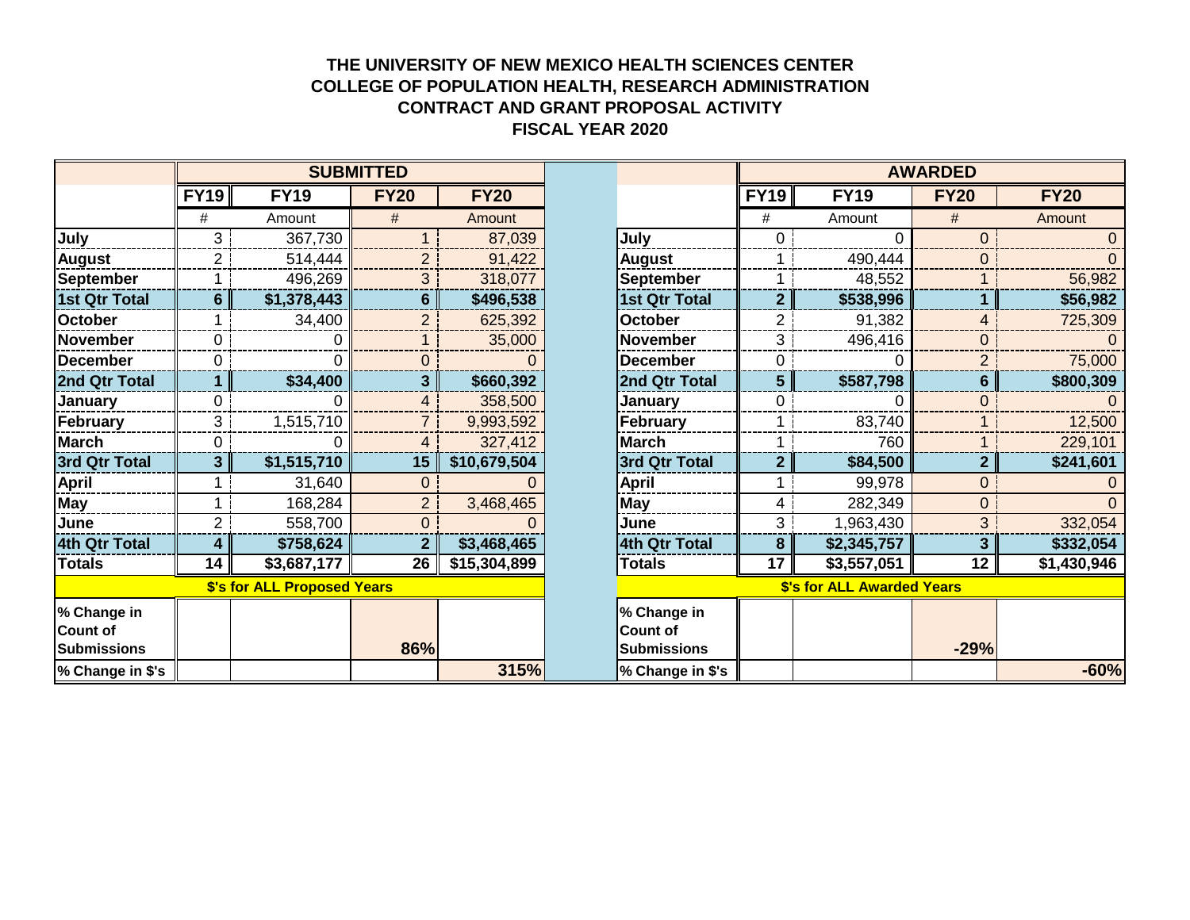# THE UNIVERSITY OF NEW MEXICO HEALTH SCIENCES CENTER
## COLLEGE OF POPULATION HEALTH, RESEARCH ADMINISTRATION
## CONTRACT AND GRANT PROPOSAL ACTIVITY
## FISCAL YEAR 2020

| | **SUBMITTED** | | | |
|---|---|---|---|---|
| | **FY19** | **FY19** | **FY20** | **FY20** |
| | # | Amount | # | Amount |
| **July** | 3 | 367,730 | 1 | 87,039 |
| **August** | 2 | 514,444 | 2 | 91,422 |
| **September** | 1 | 496,269 | 3 | 318,077 |
| **1st Qtr Total** | **6** | **$1,378,443** | **6** | **$496,538** |
| **October** | 1 | 34,400 | 2 | 625,392 |
| **November** | 0 | 0 | 1 | 35,000 |
| **December** | 0 | 0 | 0 | 0 |
| **2nd Qtr Total** | **1** | **$34,400** | **3** | **$660,392** |
| **January** | 0 | 0 | 4 | 358,500 |
| **February** | 3 | 1,515,710 | 7 | 9,993,592 |
| **March** | 0 | 0 | 4 | 327,412 |
| **3rd Qtr Total** | **3** | **$1,515,710** | **15** | **$10,679,504** |
| **April** | 1 | 31,640 | 0 | 0 |
| **May** | 1 | 168,284 | 2 | 3,468,465 |
| **June** | 2 | 558,700 | 0 | 0 |
| **4th Qtr Total** | **4** | **$758,624** | **2** | **$3,468,465** |
| **Totals** | **14** | **$3,687,177** | **26** | **$15,304,899** |
| **$'s for ALL Proposed Years** | | | | |
| **% Change in Count of Submissions** | | | **86%** | |
| **% Change in $'s** | | | | **315%** |

| | **AWARDED** | | | |
|---|---|---|---|---|
| | **FY19** | **FY19** | **FY20** | **FY20** |
| | # | Amount | # | Amount |
| **July** | 0 | 0 | 0 | 0 |
| **August** | 1 | 490,444 | 0 | 0 |
| **September** | 1 | 48,552 | 1 | 56,982 |
| **1st Qtr Total** | **2** | **$538,996** | **1** | **$56,982** |
| **October** | 2 | 91,382 | 4 | 725,309 |
| **November** | 3 | 496,416 | 0 | 0 |
| **December** | 0 | 0 | 2 | 75,000 |
| **2nd Qtr Total** | **5** | **$587,798** | **6** | **$800,309** |
| **January** | 0 | 0 | 0 | 0 |
| **February** | 1 | 83,740 | 1 | 12,500 |
| **March** | 1 | 760 | 1 | 229,101 |
| **3rd Qtr Total** | **2** | **$84,500** | **2** | **$241,601** |
| **April** | 1 | 99,978 | 0 | 0 |
| **May** | 4 | 282,349 | 0 | 0 |
| **June** | 3 | 1,963,430 | 3 | 332,054 |
| **4th Qtr Total** | **8** | **$2,345,757** | **3** | **$332,054** |
| **Totals** | **17** | **$3,557,051** | **12** | **$1,430,946** |
| **$'s for ALL Awarded Years** | | | | |
| **% Change in Count of Submissions** | | | **-29%** | |
| **% Change in $'s** | | | | **-60%** |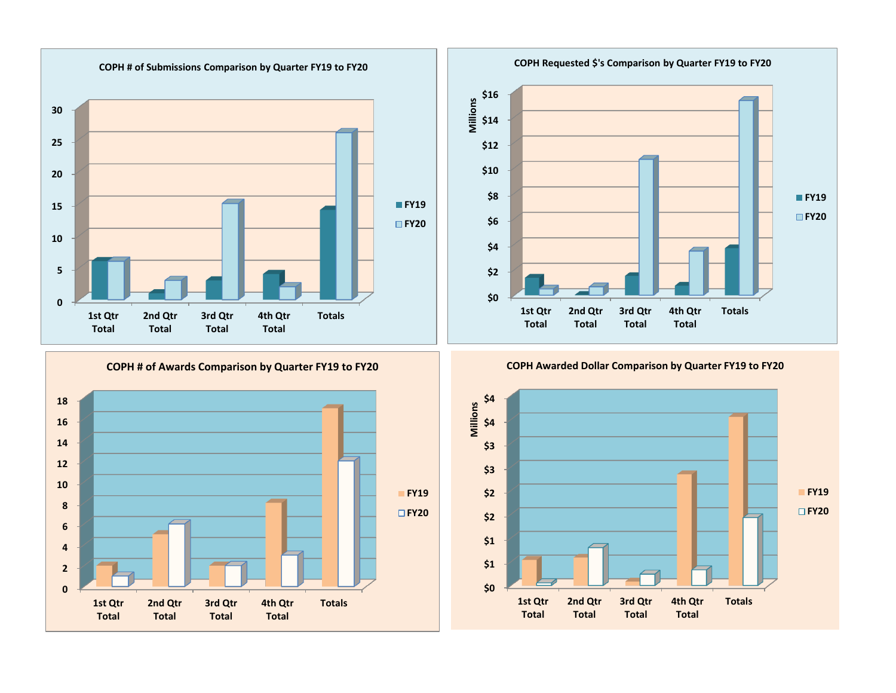COPH # of Submissions Comparison by Quarter FY19 to FY20

30
25
20
15
10
5
0

1st Qtr Total
2nd Qtr Total
3rd Qtr Total
4th Qtr Total
Totals

FY19
FY20

COPH Requested $'s Comparison by Quarter FY19 to FY20

Millions

$16
$14
$12
$10
$8
$6
$4
$2
$0

1st Qtr Total
2nd Qtr Total
3rd Qtr Total
4th Qtr Total
Totals

FY19
FY20

COPH # of Awards Comparison by Quarter FY19 to FY20

18
16
14
12
10
8
6
4
2
0

1st Qtr Total
2nd Qtr Total
3rd Qtr Total
4th Qtr Total
Totals

FY19
FY20

COPH Awarded Dollar Comparison by Quarter FY19 to FY20

Millions

$4
$4
$3
$3
$2
$2
$1
$1
$0

1st Qtr Total
2nd Qtr Total
3rd Qtr Total
4th Qtr Total
Totals

FY19
FY20